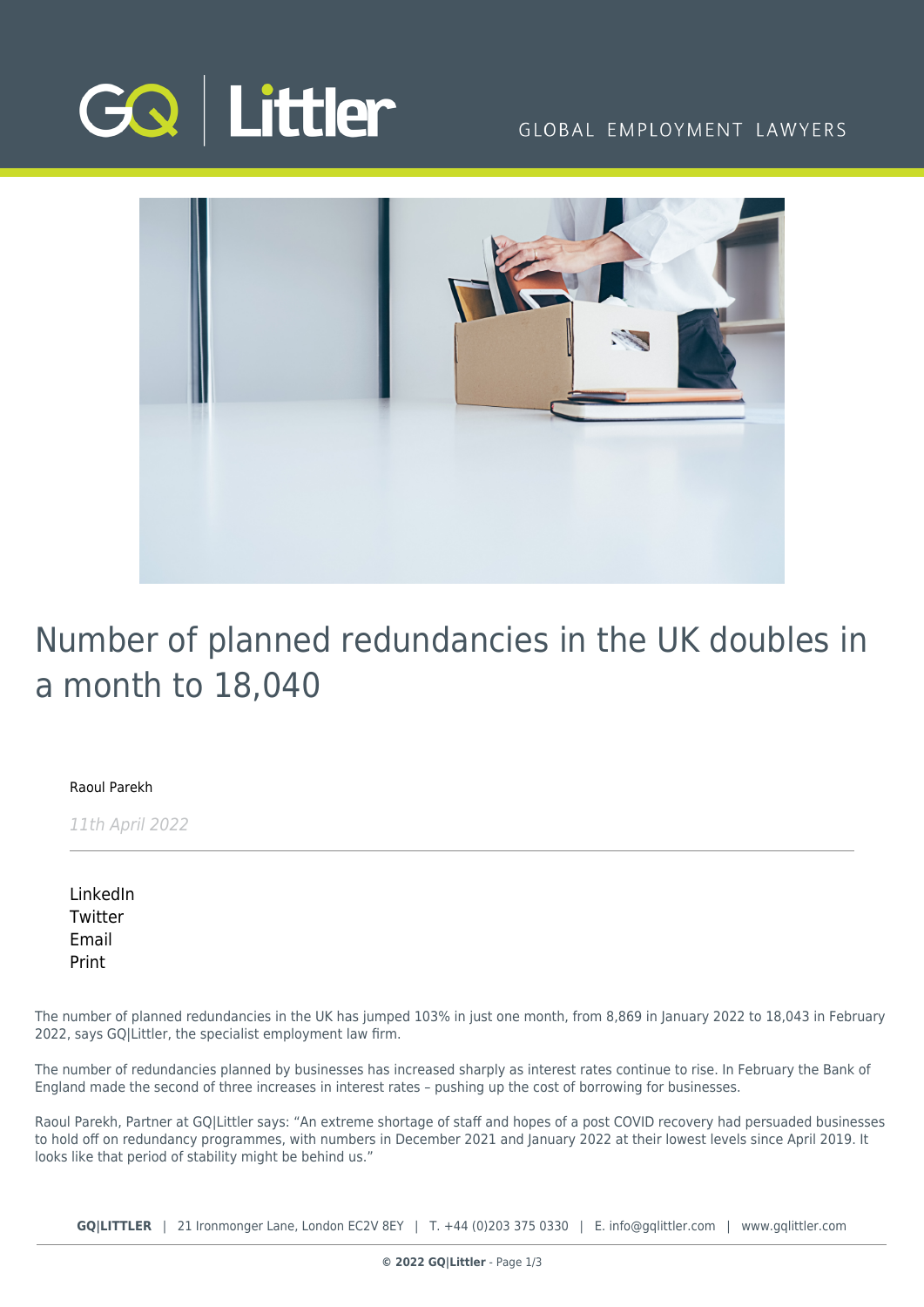# Number of planned redundancies in the UK doubles in a month to 18,040

Raoul Parekh

*11th April 2022*

LinkedIn
Twitter
Email
Print

The number of planned redundancies in the UK has jumped 103% in just one month, from 8,869 in January 2022 to 18,043 in February 2022, says GQ|Littler, the specialist employment law firm.

The number of redundancies planned by businesses has increased sharply as interest rates continue to rise. In February the Bank of England made the second of three increases in interest rates – pushing up the cost of borrowing for businesses.

Raoul Parekh, Partner at GQ|Littler says: "An extreme shortage of staff and hopes of a post COVID recovery had persuaded businesses to hold off on redundancy programmes, with numbers in December 2021 and January 2022 at their lowest levels since April 2019. It looks like that period of stability might be behind us."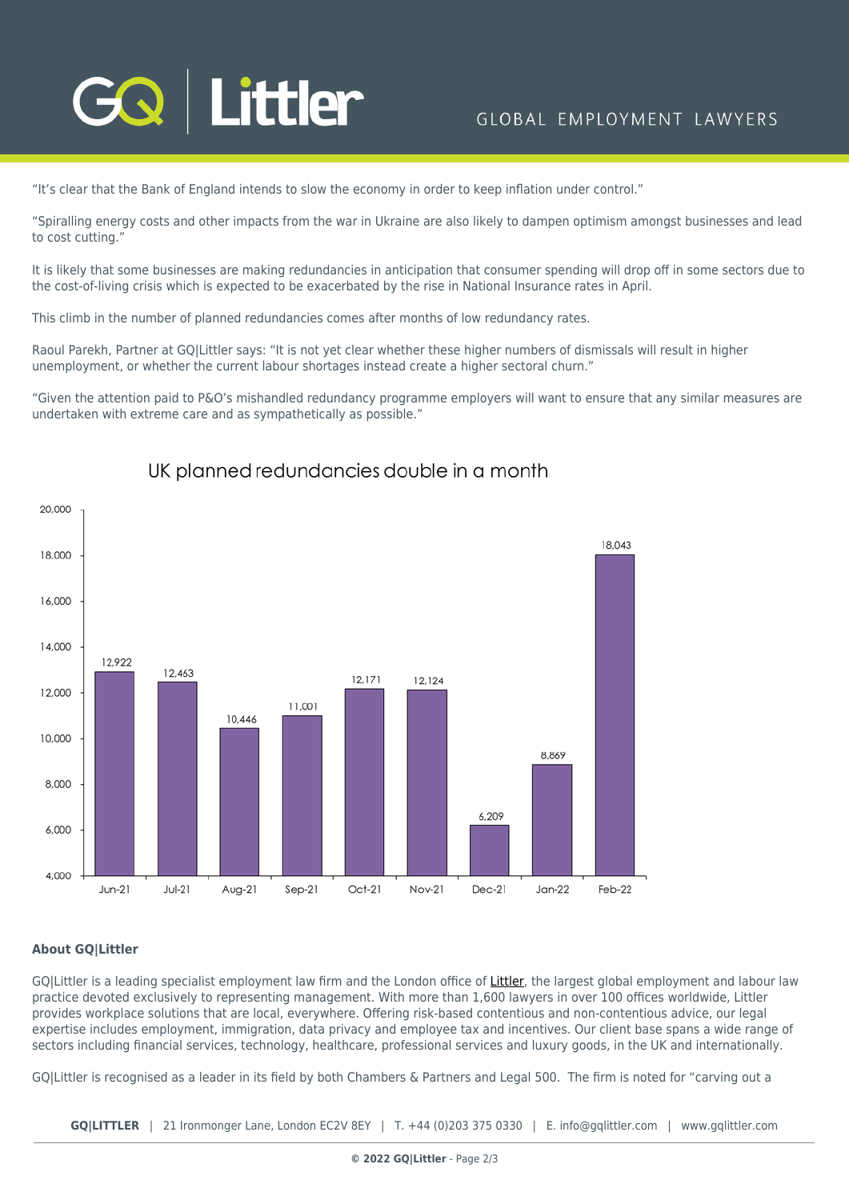"It's clear that the Bank of England intends to slow the economy in order to keep inflation under control."

"Spiralling energy costs and other impacts from the war in Ukraine are also likely to dampen optimism amongst businesses and lead to cost cutting."

It is likely that some businesses are making redundancies in anticipation that consumer spending will drop off in some sectors due to the cost-of-living crisis which is expected to be exacerbated by the rise in National Insurance rates in April.

This climb in the number of planned redundancies comes after months of low redundancy rates.

Raoul Parekh, Partner at GQ|Littler says: "It is not yet clear whether these higher numbers of dismissals will result in higher unemployment, or whether the current labour shortages instead create a higher sectoral churn."

"Given the attention paid to P&O's mishandled redundancy programme employers will want to ensure that any similar measures are undertaken with extreme care and as sympathetically as possible."

**UK planned redundancies double in a month**

| Month | Planned redundancies |
|---|---|
| Jun-21 | 12,922 |
| Jul-21 | 12,463 |
| Aug-21 | 10,446 |
| Sep-21 | 11,001 |
| Oct-21 | 12,171 |
| Nov-21 | 12,124 |
| Dec-21 | 6,209 |
| Jan-22 | 8,869 |
| Feb-22 | 18,043 |

**About GQ|Littler**

GQ|Littler is a leading specialist employment law firm and the London office of Littler, the largest global employment and labour law practice devoted exclusively to representing management. With more than 1,600 lawyers in over 100 offices worldwide, Littler provides workplace solutions that are local, everywhere. Offering risk-based contentious and non-contentious advice, our legal expertise includes employment, immigration, data privacy and employee tax and incentives. Our client base spans a wide range of sectors including financial services, technology, healthcare, professional services and luxury goods, in the UK and internationally.

GQ|Littler is recognised as a leader in its field by both Chambers & Partners and Legal 500. The firm is noted for "carving out a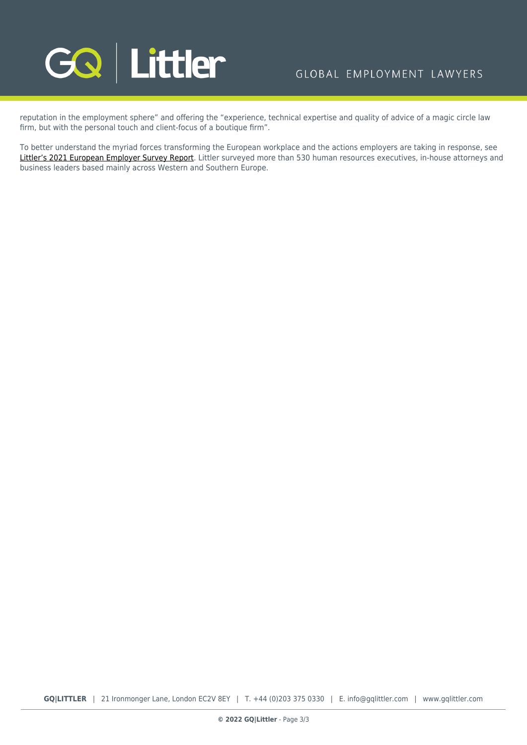reputation in the employment sphere" and offering the "experience, technical expertise and quality of advice of a magic circle law firm, but with the personal touch and client-focus of a boutique firm".

To better understand the myriad forces transforming the European workplace and the actions employers are taking in response, see Littler's 2021 European Employer Survey Report. Littler surveyed more than 530 human resources executives, in-house attorneys and business leaders based mainly across Western and Southern Europe.